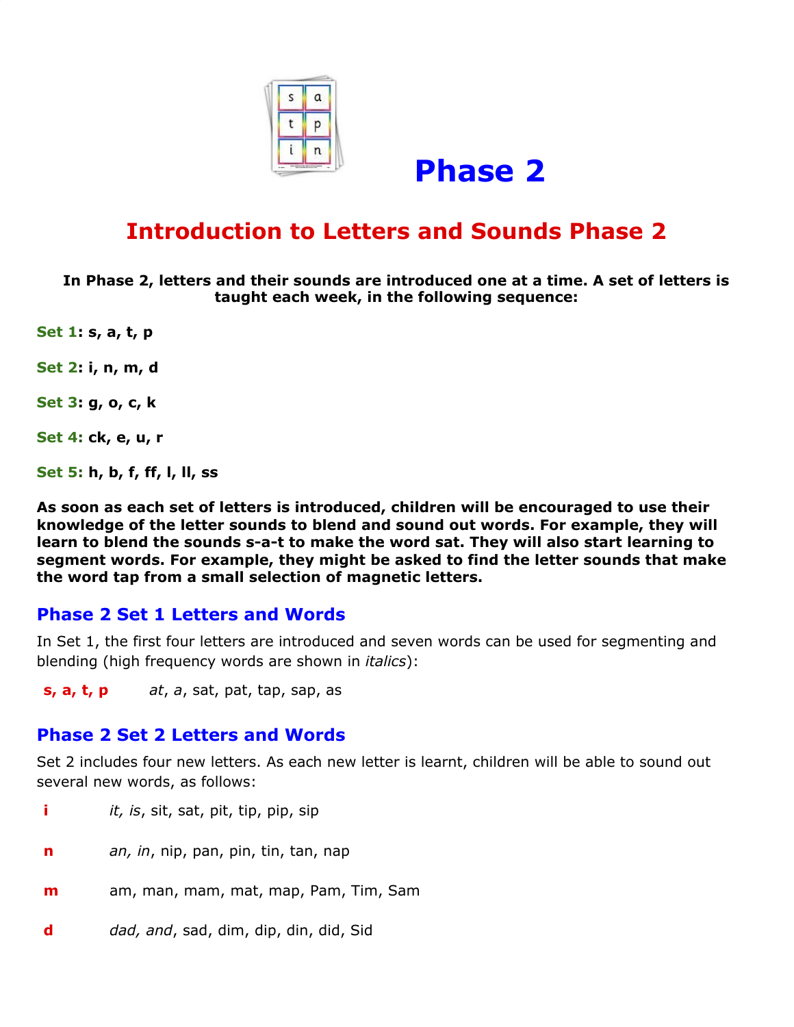# Phase 2

## Introduction to Letters and Sounds Phase 2

**In Phase 2, letters and their sounds are introduced one at a time. A set of letters is taught each week, in the following sequence:**

**Set 1: s, a, t, p**

**Set 2: i, n, m, d**

**Set 3: g, o, c, k**

**Set 4: ck, e, u, r**

**Set 5: h, b, f, ff, l, ll, ss**

**As soon as each set of letters is introduced, children will be encouraged to use their knowledge of the letter sounds to blend and sound out words. For example, they will learn to blend the sounds s-a-t to make the word sat. They will also start learning to segment words. For example, they might be asked to find the letter sounds that make the word tap from a small selection of magnetic letters.**

### Phase 2 Set 1 Letters and Words

In Set 1, the first four letters are introduced and seven words can be used for segmenting and blending (high frequency words are shown in *italics*):

**s, a, t, p** *at*, *a*, sat, pat, tap, sap, as

### Phase 2 Set 2 Letters and Words

Set 2 includes four new letters. As each new letter is learnt, children will be able to sound out several new words, as follows:

**i** *it, is*, sit, sat, pit, tip, pip, sip

**n** *an, in*, nip, pan, pin, tin, tan, nap

**m** am, man, mam, mat, map, Pam, Tim, Sam

**d** *dad, and*, sad, dim, dip, din, did, Sid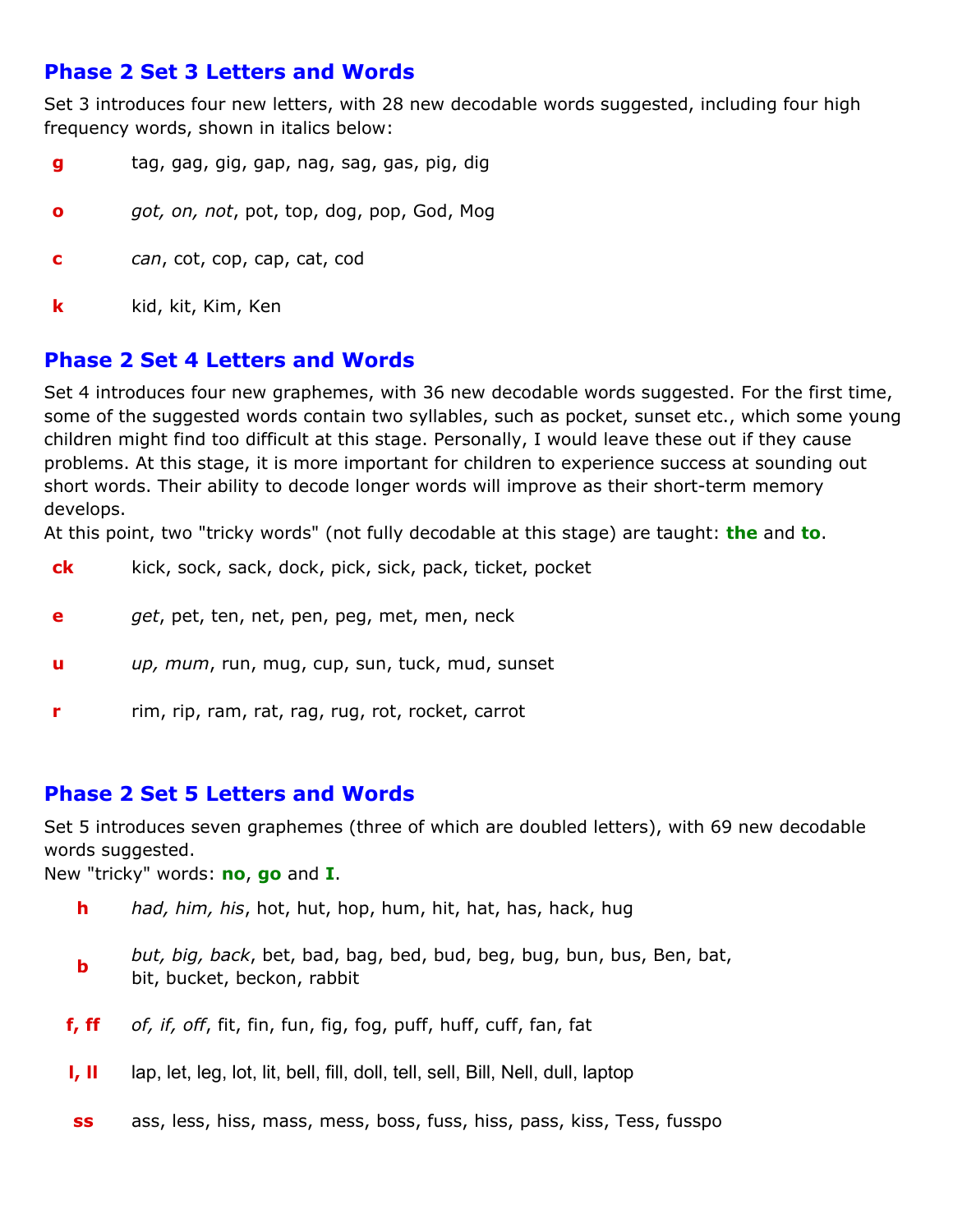## Phase 2 Set 3 Letters and Words

Set 3 introduces four new letters, with 28 new decodable words suggested, including four high frequency words, shown in italics below:

| | |
|---|---|
| **g** | tag, gag, gig, gap, nag, sag, gas, pig, dig |
| **o** | *got, on, not*, pot, top, dog, pop, God, Mog |
| **c** | *can*, cot, cop, cap, cat, cod |
| **k** | kid, kit, Kim, Ken |

## Phase 2 Set 4 Letters and Words

Set 4 introduces four new graphemes, with 36 new decodable words suggested. For the first time, some of the suggested words contain two syllables, such as pocket, sunset etc., which some young children might find too difficult at this stage. Personally, I would leave these out if they cause problems. At this stage, it is more important for children to experience success at sounding out short words. Their ability to decode longer words will improve as their short-term memory develops.
At this point, two "tricky words" (not fully decodable at this stage) are taught: **the** and **to**.

| | |
|---|---|
| **ck** | kick, sock, sack, dock, pick, sick, pack, ticket, pocket |
| **e** | *get*, pet, ten, net, pen, peg, met, men, neck |
| **u** | *up, mum*, run, mug, cup, sun, tuck, mud, sunset |
| **r** | rim, rip, ram, rat, rag, rug, rot, rocket, carrot |

## Phase 2 Set 5 Letters and Words

Set 5 introduces seven graphemes (three of which are doubled letters), with 69 new decodable words suggested.
New "tricky" words: **no**, **go** and **I**.

| | |
|---|---|
| **h** | *had, him, his*, hot, hut, hop, hum, hit, hat, has, hack, hug |
| **b** | *but, big, back*, bet, bad, bag, bed, bud, beg, bug, bun, bus, Ben, bat, bit, bucket, beckon, rabbit |
| **f, ff** | *of, if, off*, fit, fin, fun, fig, fog, puff, huff, cuff, fan, fat |
| **l, ll** | lap, let, leg, lot, lit, bell, fill, doll, tell, sell, Bill, Nell, dull, laptop |
| **ss** | ass, less, hiss, mass, mess, boss, fuss, hiss, pass, kiss, Tess, fusspo |